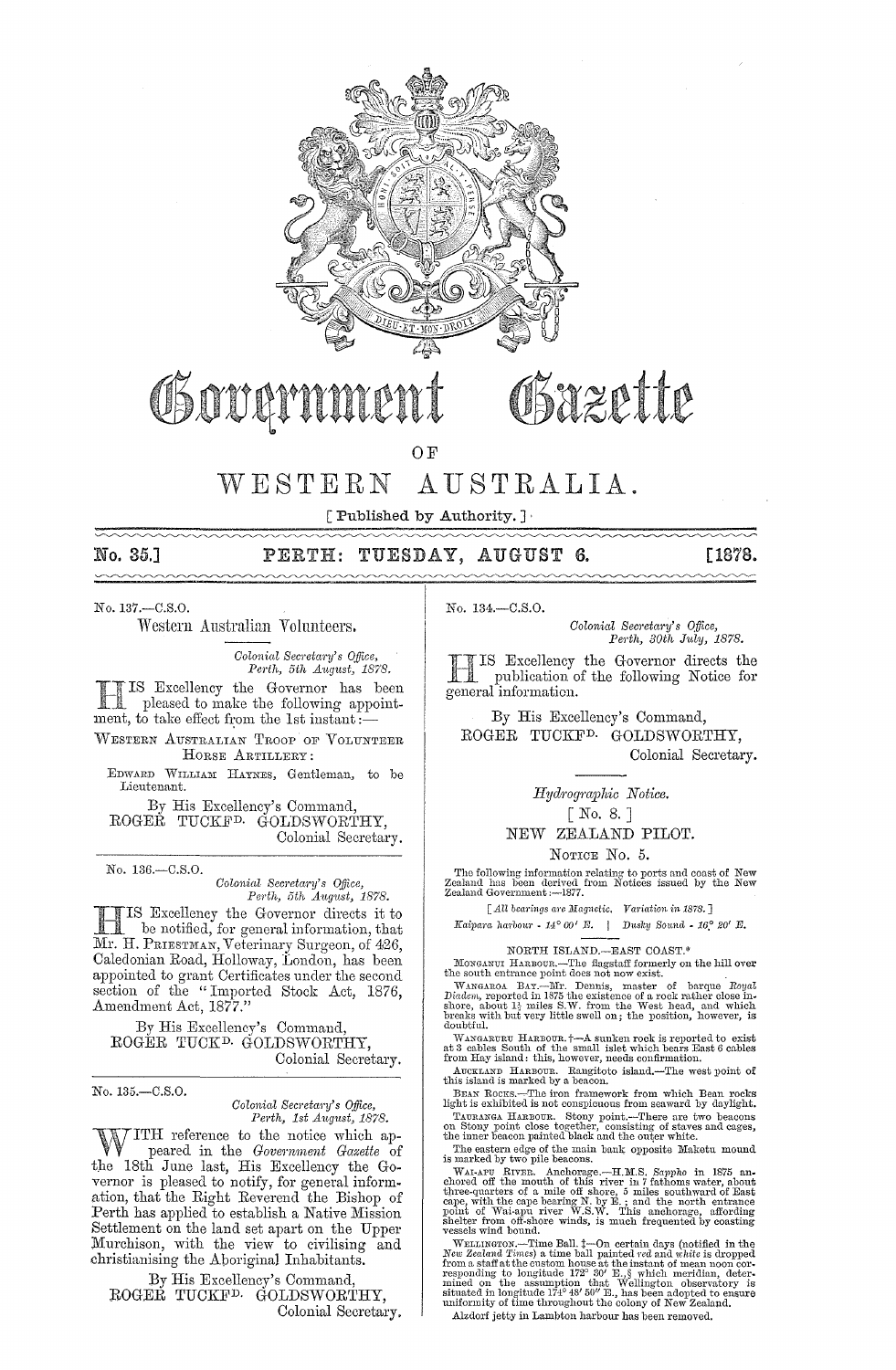# Government Gazette

OF

# WESTERN AUSTRALIA.

[ Published by Authority. ]

**No. 35.] PERTH: TUESDAY, AUGUST 6. [1878.**

No. 137.—C.S.O.

## Western Australian Volunteers.

*Colonial Secretary's Office,*
*Perth, 5th August, 1878.*

HIS Excellency the Governor has been pleased to make the following appointment, to take effect from the 1st instant:—

WESTERN AUSTRALIAN TROOP OF VOLUNTEER HORSE ARTILLERY:

EDWARD WILLIAM HAYNES, Gentleman, to be Lieutenant.

By His Excellency's Command,
ROGER TUCKF^D. GOLDSWORTHY,
Colonial Secretary.

---

No. 136.—C.S.O.

*Colonial Secretary's Office,*
*Perth, 5th August, 1878.*

HIS Excellency the Governor directs it to be notified, for general information, that Mr. H. PRIESTMAN, Veterinary Surgeon, of 426, Caledonian Road, Holloway, London, has been appointed to grant Certificates under the second section of the "Imported Stock Act, 1876, Amendment Act, 1877."

By His Excellency's Command,
ROGER TUCK^D. GOLDSWORTHY,
Colonial Secretary.

---

No. 135.—C.S.O.

*Colonial Secretary's Office,*
*Perth, 1st August, 1878.*

WITH reference to the notice which appeared in the *Government Gazette* of the 18th June last, His Excellency the Governor is pleased to notify, for general information, that the Right Reverend the Bishop of Perth has applied to establish a Native Mission Settlement on the land set apart on the Upper Murchison, with the view to civilising and christianising the Aboriginal Inhabitants.

By His Excellency's Command,
ROGER TUCKF^D. GOLDSWORTHY,
Colonial Secretary.

---

No. 134.—C.S.O.

*Colonial Secretary's Office,*
*Perth, 30th July, 1878.*

HIS Excellency the Governor directs the publication of the following Notice for general information.

By His Excellency's Command,
ROGER TUCKF^D. GOLDSWORTHY,
Colonial Secretary.

*Hydrographic Notice.*

[ No. 8. ]

## NEW ZEALAND PILOT.

NOTICE No. 5.

The following information relating to ports and coast of New Zealand has been derived from Notices issued by the New Zealand Government:—1877.

[ *All bearings are Magnetic. Variation in 1878.* ]

*Kaipara harbour* - 14° 00′ E. | *Dusky Sound* - 16° 20′ E.

NORTH ISLAND.—EAST COAST.*

MONGANUI HARBOUR.—The flagstaff formerly on the hill over the south entrance point does not now exist.

WANGAROA BAY.—Mr. Dennis, master of barque *Royal Diadem*, reported in 1875 the existence of a rock rather close inshore, about 1½ miles S.W. from the West head, and which breaks with but very little swell on; the position, however, is doubtful.

WANGARURU HARBOUR.†—A sunken rock is reported to exist at 3 cables South of the small islet which bears East 6 cables from Hay island: this, however, needs confirmation.

AUCKLAND HARBOUR. Rangitoto island.—The west point of this island is marked by a beacon.

BEAN ROCKS.—The iron framework from which Bean rocks light is exhibited is not conspicuous from seaward by daylight.

TAURANGA HARBOUR. Stony point.—There are two beacons on Stony point close together, consisting of staves and cages, the inner beacon painted black and the outer white.

The eastern edge of the main bank opposite Maketu mound is marked by two pile beacons.

WAI-APU RIVER. Anchorage.—H.M.S. *Sappho* in 1875 anchored off the mouth of this river in 7 fathoms water, about three-quarters of a mile off shore, 5 miles southward of East cape, with the cape bearing N. by E.; and the north entrance point of Wai-apu river W.S.W. This anchorage, affording shelter from off-shore winds, is much frequented by coasting vessels wind bound.

WELLINGTON.—Time Ball. ‡—On certain days (notified in the *New Zealand Times*) a time ball painted *red* and *white* is dropped from a staff at the custom house at the instant of mean noon corresponding to longitude 172° 30′ E.,§ which meridian, determined on the assumption that Wellington observatory is situated in longitude 174° 48′ 50″ E., has been adopted to ensure uniformity of time throughout the colony of New Zealand.

Alzdorf jetty in Lambton harbour has been removed.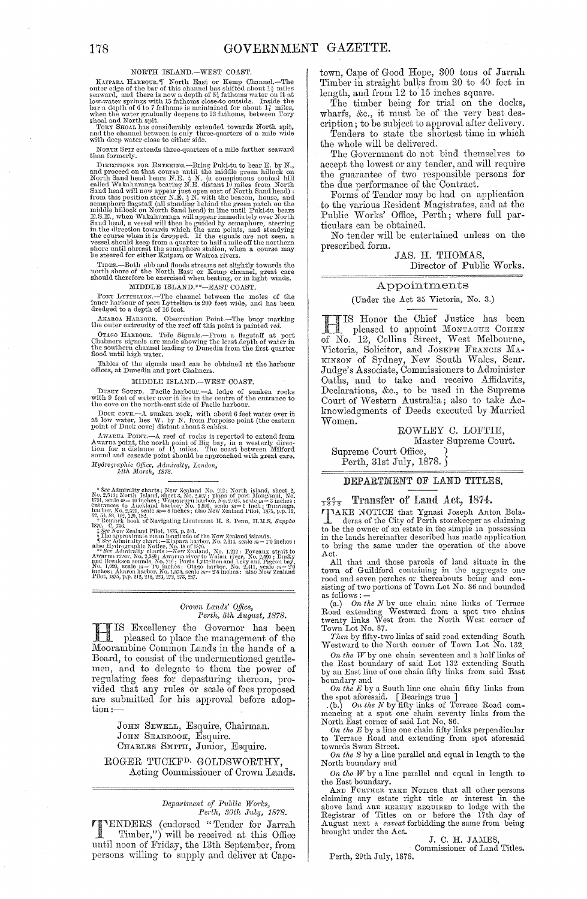NORTH ISLAND.—WEST COAST.

KAIPARA HARBOUR.¶ North East or Kemp Channel.—The outer edge of the bar of this channel has shifted about 1½ miles seaward, and there is now a depth of 5½ fathoms water on it at low-water springs with 15 fathoms close-to outside. Inside the bar a depth of 6 to 7 fathoms is maintained for about 1½ miles, when the water gradually deepens to 23 fathoms, between Tory shoal and North spit.

TORY SHOAL has considerably extended towards North spit, and the channel between is only three-quarters of a mile wide with deep water close to either side.

NORTH SPIT extends three-quarters of a mile farther seaward than formerly.

DIRECTIONS FOR ENTERING.—Bring Puki-tu to bear E. by N., and proceed on that course until the middle green hillock on North Sand head bears N.E. ½ N. (a conspicuous conical hill called Wakahuranga bearing N.E. distant 10 miles from North Sand head will now appear just open east of North Sand head): from this position steer N.E. ½ N. with the beacon, house, and semaphore flagstaff (all standing behind the green patch on the middle hillock on North Sand head) in line until Puki-tu bears E.S.E., when Wakahuranga will appear immediately over North Sand head, a vessel will then be guided by semaphore, steering in the direction towards which the arm points, and steadying the course when it is dropped. If the signals are not seen, a vessel should keep from a quarter to half a mile off the northern shore until abreast the semaphore station, when a course may be steered for either Kaipara or Wairoa rivers.

TIDES.—Both ebb and floods streams set slightly towards the north shore of the North East or Kemp channel, great care should therefore be exercised when beating, or in light winds.

MIDDLE ISLAND.**—EAST COAST.

PORT LYTTELTON.—The channel between the moles of the inner harbour of port Lyttelton is 200 feet wide, and has been dredged to a depth of 16 feet.

AKAROA HARBOUR. Observation Point.—The buoy marking the outer extremity of the reef off this point is painted *red*.

OTAGO HARBOUR. Tide Signals.—From a flagstaff at port Chalmers signals are made showing the least depth of water in the southern channel leading to Dunedin from the first quarter flood until high water.

Tables of the signals used can be obtained at the harbour offices, at Dunedin and port Chalmers.

MIDDLE ISLAND.—WEST COAST.

DUSKY SOUND. Facile harbour.—A ledge of sunken rocks with 9 feet of water over it lies in the centre of the entrance to the cove on the north-east side of Facile harbour.

DUCK COVE.—A sunken rock, with about 6 feet water over it at low water, lies W. by N. from Porpoise point (the eastern point of Duck cove) distant about 3 cables.

AWARUA POINT.—A reef of rocks is reported to extend from Awarua point, the north point of Big bay, in a westerly direction for a distance of 1½ miles. The coast between Milford sound and cascade point should be approached with great care.

*Hydrographic Office, Admiralty, London,*
*14th March, 1878.*

\* *See* Admiralty charts; New Zealand No. 212; North island, sheet 2, No. 2,543; North Island, sheet 3, No. 2,527; plans of port Mongonui, No. 1791, scale m = 10 inches; Waingaruru harbor, No. 2,461, scale m = 3 inches; entrances to Auckland harbor, No. 1,866, scale m = 1 inch; Tauranga, harbor, No. 2,521, scale m = 8 inches; also New Zealand Pilot, 1875, p.p. 19, 32, 54, 88, 102, 120, 182.
† Remark book of Navigating Lieutenant H. S. Penn, H.M.S. *Sappho* 1876. C. 736.
‡ *See* New Zealand Pilot, 1875, p. 311.
§ The approximate mean longitude of the New Zealand islands.
¶ *See* Admiralty chart:—Kiapara harbor, No. 2,614, scale m = 1·0 inches: also Hydrographic Notice, No. 18 of 1876.
\*\* *See* Admiralty charts:—New Zealand, No. 1,212: Foveaux strait to Awarua river, No. 2,589; Awarua river to Waiau river, No. 2,590; Dusky and Breaksea sounds, No. 719; Ports Lyttelton and Levy and Pigeon bay No. 1,999, scale m = 1·6 inches; Otago harbor, No. 2,411, scale m = 2·0 inches; Akaroa harbor, No. 1,578, scale m = 2·5 inches: also New Zealand Pilot, 1875, p.p. 212, 218, 224, 272, 273, 287.

---

*Crown Lands' Office,*
*Perth, 5th August, 1878.*

HIS Excellency the Governor has been pleased to place the management of the Moorambine Common Lands in the hands of a Board, to consist of the undermentioned gentlemen, and to delegate to them the power of regulating fees for depasturing thereon, provided that any rules or scale of fees proposed are submitted for his approval before adoption:—

JOHN SEWELL, Esquire, Chairman.
JOHN SEABROOK, Esquire.
CHARLES SMITH, Junior, Esquire.

ROGER TUCKFD. GOLDSWORTHY,
Acting Commissioner of Crown Lands.

---

*Department of Public Works,*
*Perth, 30th July, 1878.*

TENDERS (endorsed "Tender for Jarrah Timber,") will be received at this Office until noon of Friday, the 13th September, from persons willing to supply and deliver at Capetown, Cape of Good Hope, 300 tons of Jarrah Timber in straight balks from 20 to 40 feet in length, and from 12 to 15 inches square.

The timber being for trial on the docks, wharfs, &c., it must be of the very best description; to be subject to approval after delivery.

Tenders to state the shortest time in which the whole will be delivered.

The Government do not bind themselves to accept the lowest or any tender, and will require the guarantee of two responsible persons for the due performance of the Contract.

Forms of Tender may be had on application to the various Resident Magistrates, and at the Public Works' Office, Perth; where full particulars can be obtained.

No tender will be entertained unless on the prescribed form.

JAS. H. THOMAS,
Director of Public Works.

---

## Appointments

(Under the Act 35 Victoria, No. 3.)

HIS Honor the Chief Justice has been pleased to appoint MONTAGUE COHEN of No. 12, Collins Street, West Melbourne, Victoria, Solicitor, and JOSEPH FRANCIS MAKINSON of Sydney, New South Wales, Senr. Judge's Associate, Commissioners to Administer Oaths, and to take and receive Affidavits, Declarations, &c., to be used in the Supreme Court of Western Australia; also to take Acknowledgments of Deeds executed by Married Women.

ROWLEY C. LOFTIE,
Master Supreme Court.

Supreme Court Office,
Perth, 31st July, 1878.

---

## DEPARTMENT OF LAND TITLES.

### 66/1878 Transfer of Land Act, 1874.

TAKE NOTICE that Ygnasi Joseph Anton Boladeras of the City of Perth storekeeper as claiming to be the owner of an estate in fee simple in possession in the lands hereinafter described has made application to bring the same under the operation of the above Act.

All that and those parcels of land situate in the town of Guildford containing in the aggregate one rood and seven perches or thereabouts being and consisting of two portions of Town Lot No. 86 and bounded as follows:—

(a.) *On the N* by one chain nine links of Terrace Road extending Westward from a spot two chains twenty links West from the North West corner of Town Lot No. 87.

*Then* by fifty-two links of said road extending South Westward to the North corner of Town Lot No. 132.

*On the W* by one chain seventeen and a half links of the East boundary of said Lot 132 extending South by an East line of one chain fifty links from said East boundary and

*On the E* by a South line one chain fifty links from the spot aforesaid. [Bearings true]

(b.) *On the N* by fifty links of Terrace Road commencing at a spot one chain seventy links from the North East corner of said Lot No. 86.

*On the E* by a line one chain fifty links perpendicular to Terrace Road and extending from spot aforesaid towards Swan Street.

*On the S* by a line parallel and equal in length to the North boundary and

*On the W* by a line parallel and equal in length to the East boundary.

AND FURTHER TAKE NOTICE that all other persons claiming any estate right title or interest in the above land ARE HEREBY REQUIRED to lodge with the Registrar of Titles on or before the 17th day of August next a *caveat* forbidding the same from being brought under the Act.

J. C. H. JAMES,
Commissioner of Land Titles.

Perth, 29th July, 1878.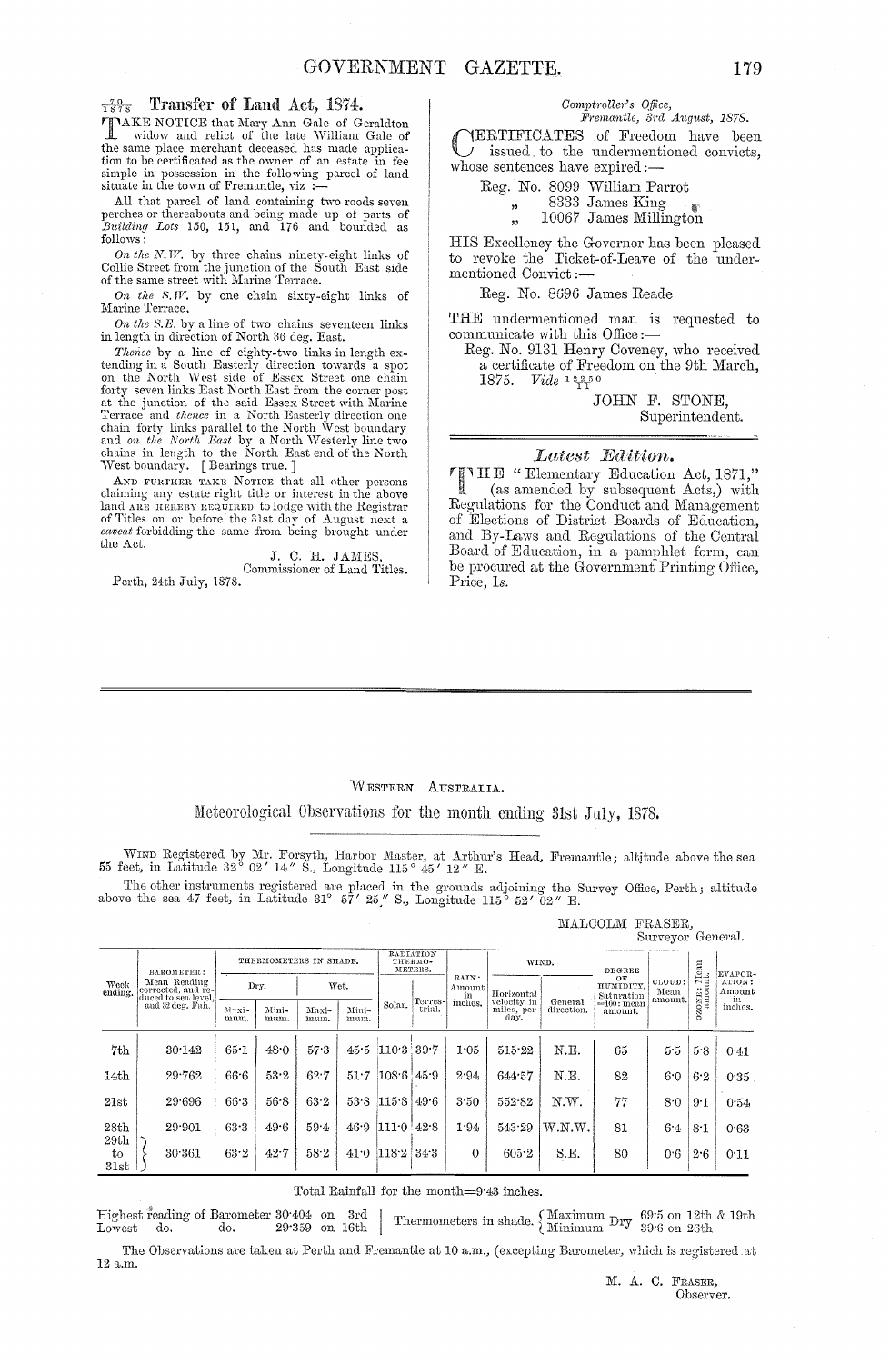$\frac{70}{1878}$ **Transfer of Land Act, 1874.**

TAKE NOTICE that Mary Ann Gale of Geraldton widow and relict of the late William Gale of the same place merchant deceased has made application to be certificated as the owner of an estate in fee simple in possession in the following parcel of land situate in the town of Fremantle, viz :—

All that parcel of land containing two roods seven perches or thereabouts and being made up of parts of *Building Lots* 150, 151, and 176 and bounded as follows:

*On the N.W.* by three chains ninety-eight links of Collie Street from the junction of the South East side of the same street with Marine Terrace.

*On the S.W.* by one chain sixty-eight links of Marine Terrace.

*On the S.E.* by a line of two chains seventeen links in length in direction of North 36 deg. East.

*Thence* by a line of eighty-two links in length extending in a South Easterly direction towards a spot on the North West side of Essex Street one chain forty seven links East North East from the corner post at the junction of the said Essex Street with Marine Terrace and *thence* in a North Easterly direction one chain forty links parallel to the North West boundary and *on the North East* by a North Westerly line two chains in length to the North East end of the North West boundary. [Bearings true.]

AND FURTHER TAKE NOTICE that all other persons claiming any estate right title or interest in the above land ARE HEREBY REQUIRED to lodge with the Registrar of Titles on or before the 31st day of August next a *caveat* forbidding the same from being brought under the Act.

J. C. H. JAMES,
Commissioner of Land Titles.

Perth, 24th July, 1878.

*Comptroller's Office,*
*Fremantle, 3rd August, 1878.*

CERTIFICATES of Freedom have been issued to the undermentioned convicts, whose sentences have expired:—

Reg. No. 8099 William Parrot
„ 8333 James King
„ 10067 James Millington

HIS Excellency the Governor has been pleased to revoke the Ticket-of-Leave of the undermentioned Convict:—

Reg. No. 8696 James Reade

THE undermentioned man is requested to communicate with this Office:—

Reg. No. 9131 Henry Coveney, who received a certificate of Freedom on the 9th March, 1875. *Vide* $\frac{1250}{11}$

JOHN F. STONE,
Superintendent.

## *Latest Edition.*

THE "Elementary Education Act, 1871," (as amended by subsequent Acts,) with Regulations for the Conduct and Management of Elections of District Boards of Education, and By-Laws and Regulations of the Central Board of Education, in a pamphlet form, can be procured at the Government Printing Office, Price, 1s.

---

WESTERN AUSTRALIA.

## Meteorological Observations for the month ending 31st July, 1878.

WIND Registered by Mr. Forsyth, Harbor Master, at Arthur's Head, Fremantle; altitude above the sea 55 feet, in Latitude 32° 02′ 14″ S., Longitude 115° 45′ 12″ E.

The other instruments registered are placed in the grounds adjoining the Survey Office, Perth; altitude above the sea 47 feet, in Latitude 31° 57′ 25″ S., Longitude 115° 52′ 02″ E.

MALCOLM FRASER,
Surveyor General.

| Week ending. | BAROMETER: Mean Reading corrected, and reduced to sea level, and 32 deg. Fah. | THERMOMETERS IN SHADE. Dry. Maximum. | Dry. Minimum. | Wet. Maximum. | Wet. Minimum. | RADIATION THERMOMETERS. Solar. | Terrestrial. | RAIN: Amount in inches. | WIND. Horizontal velocity in miles, per day. | General direction. | DEGREE OF HUMIDITY, Saturation =100: mean amount. | CLOUD: Mean amount. | OZONE: Mean amount. | EVAPORATION: Amount in inches. |
|---|---|---|---|---|---|---|---|---|---|---|---|---|---|---|
| 7th | 30·142 | 65·1 | 48·0 | 57·3 | 45·5 | 110·3 | 39·7 | 1·05 | 515·22 | N.E. | 65 | 5·5 | 5·8 | 0·41 |
| 14th | 29·762 | 66·6 | 53·2 | 62·7 | 51·7 | 108·6 | 45·9 | 2·94 | 644·57 | N.E. | 82 | 6·0 | 6·2 | 0·35 |
| 21st | 29·696 | 66·3 | 56·8 | 63·2 | 53·8 | 115·8 | 49·6 | 3·50 | 552·82 | N.W. | 77 | 8·0 | 9·1 | 0·54 |
| 28th | 29·901 | 63·3 | 49·6 | 59·4 | 46·9 | 111·0 | 42·8 | 1·94 | 543·29 | W.N.W. | 81 | 6·4 | 8·1 | 0·63 |
| 29th to 31st | 30·361 | 63·2 | 42·7 | 58·2 | 41·0 | 118·2 | 34·3 | 0 | 605·2 | S.E. | 80 | 0·6 | 2·6 | 0·11 |

Total Rainfall for the month=9·43 inches.

Highest reading of Barometer 30·404 on 3rd
Lowest do. do. 29·359 on 16th

Thermometers in shade. Maximum Dry 69·5 on 12th & 19th
Minimum Dry 33·6 on 26th

The Observations are taken at Perth and Fremantle at 10 a.m., (excepting Barometer, which is registered at 12 a.m.

M. A. C. FRASER,
Observer.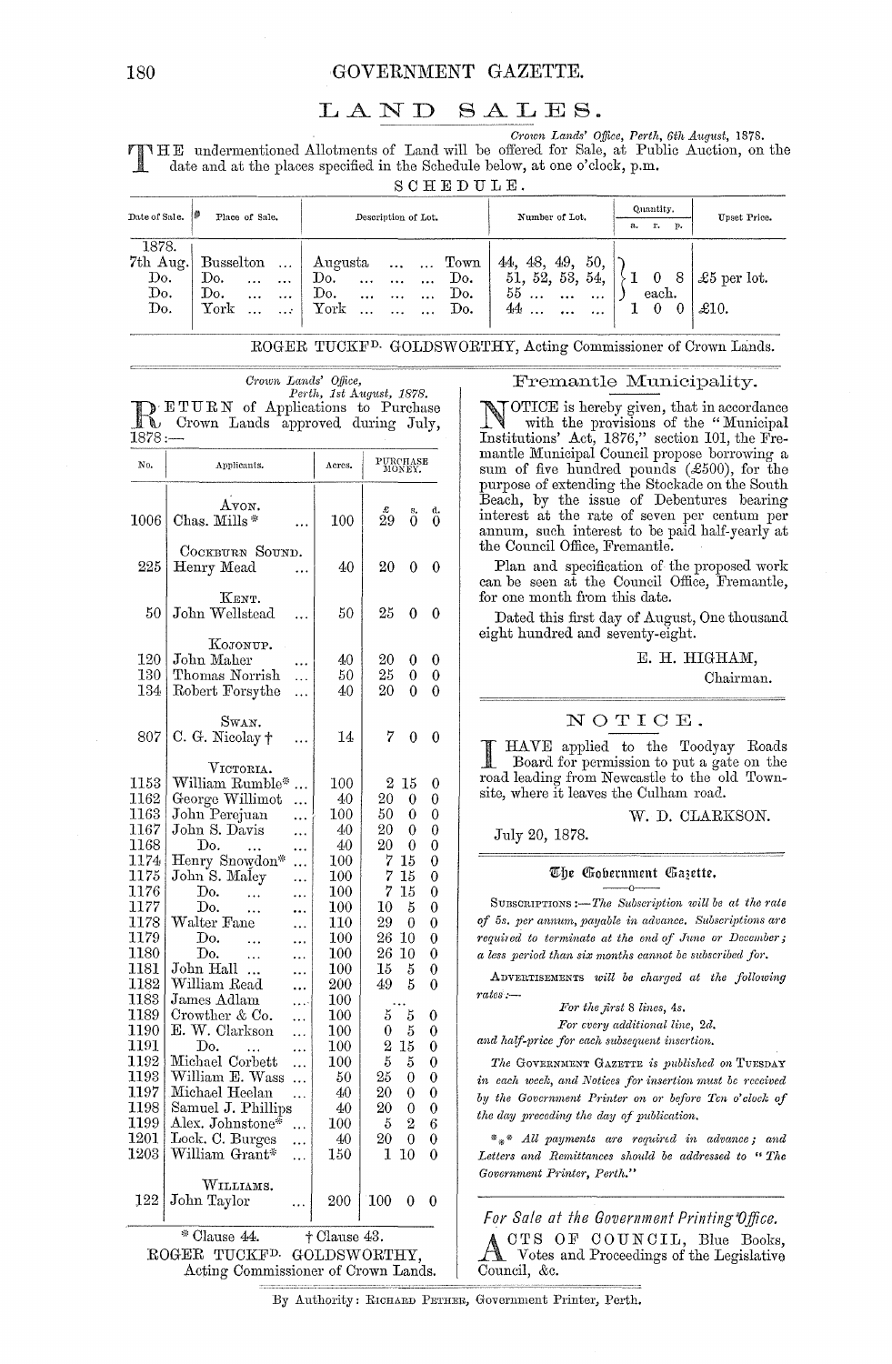# LAND SALES.

*Crown Lands' Office, Perth, 6th August, 1878.*

THE undermentioned Allotments of Land will be offered for Sale, at Public Auction, on the date and at the places specified in the Schedule below, at one o'clock, p.m.

SCHEDULE.

| Date of Sale. | Place of Sale. | Description of Lot. | Number of Lot. | Quantity. a. r. p. | Upset Price. |
|---|---|---|---|---|---|
| 1878. 7th Aug. | Busselton ... | Augusta ... ... Town | 44, 48, 49, 50, | | |
| Do. | Do. ... ... | Do. ... ... ... Do. | 51, 52, 53, 54, | 1 0 8 each. | £5 per lot. |
| Do. | Do. ... ... | Do. ... ... ... Do. | 55 ... ... ... | | |
| Do. | York ... ... | York ... ... ... Do. | 44 ... ... ... | 1 0 0 | £10. |

ROGER TUCKFD. GOLDSWORTHY, Acting Commissioner of Crown Lands.

*Crown Lands' Office,*
*Perth, 1st August, 1878.*

RETURN of Applications to Purchase Crown Lands approved during July, 1878:—

| No. | Applicants. | Acres. | Purchase Money. £ s. d. |
|---|---|---|---|
| | AVON. | | |
| 1006 | Chas. Mills* ... | 100 | 29 0 0 |
| | COCKBURN SOUND. | | |
| 225 | Henry Mead ... | 40 | 20 0 0 |
| | KENT. | | |
| 50 | John Wellstead ... | 50 | 25 0 0 |
| | KOJONUP. | | |
| 120 | John Maher ... | 40 | 20 0 0 |
| 130 | Thomas Norrish ... | 50 | 25 0 0 |
| 134 | Robert Forsythe ... | 40 | 20 0 0 |
| | SWAN. | | |
| 807 | C. G. Nicolay † ... | 14 | 7 0 0 |
| | VICTORIA. | | |
| 1153 | William Rumble* ... | 100 | 2 15 0 |
| 1162 | George Willimot ... | 40 | 20 0 0 |
| 1163 | John Perejuan ... | 100 | 50 0 0 |
| 1167 | John S. Davis ... | 40 | 20 0 0 |
| 1168 | Do. ... ... | 40 | 20 0 0 |
| 1174 | Henry Snowdon* ... | 100 | 7 15 0 |
| 1175 | John S. Maley ... | 100 | 7 15 0 |
| 1176 | Do. ... ... | 100 | 7 15 0 |
| 1177 | Do. ... ... | 100 | 10 5 0 |
| 1178 | Walter Fane ... | 110 | 29 0 0 |
| 1179 | Do. ... ... | 100 | 26 10 0 |
| 1180 | Do. ... ... | 100 | 26 10 0 |
| 1181 | John Hall ... ... | 100 | 15 5 0 |
| 1182 | William Read ... | 200 | 49 5 0 |
| 1183 | James Adlam ... | 100 | ... |
| 1189 | Crowther & Co. ... | 100 | 5 5 0 |
| 1190 | E. W. Clarkson ... | 100 | 0 5 0 |
| 1191 | Do. ... ... | 100 | 2 15 0 |
| 1192 | Michael Corbett ... | 100 | 5 5 0 |
| 1193 | William E. Wass ... | 50 | 25 0 0 |
| 1197 | Michael Heelan ... | 40 | 20 0 0 |
| 1198 | Samuel J. Phillips | 40 | 20 0 0 |
| 1199 | Alex. Johnstone* ... | 100 | 5 2 6 |
| 1201 | Lock. C. Burges ... | 40 | 20 0 0 |
| 1203 | William Grant* ... | 150 | 1 10 0 |
| | WILLIAMS. | | |
| 122 | John Taylor ... | 200 | 100 0 0 |

\* Clause 44. † Clause 43.

ROGER TUCKFD. GOLDSWORTHY,
Acting Commissioner of Crown Lands.

## Fremantle Municipality.

NOTICE is hereby given, that in accordance with the provisions of the "Municipal Institutions' Act, 1876," section 101, the Fremantle Municipal Council propose borrowing a sum of five hundred pounds (£500), for the purpose of extending the Stockade on the South Beach, by the issue of Debentures bearing interest at the rate of seven per centum per annum, such interest to be paid half-yearly at the Council Office, Fremantle.

Plan and specification of the proposed work can be seen at the Council Office, Fremantle, for one month from this date.

Dated this first day of August, One thousand eight hundred and seventy-eight.

E. H. HIGHAM,
Chairman.

## NOTICE.

I HAVE applied to the Toodyay Roads Board for permission to put a gate on the road leading from Newcastle to the old Townsite, where it leaves the Culham road.

W. D. CLARKSON.

July 20, 1878.

## The Government Gazette.

SUBSCRIPTIONS:—*The Subscription will be at the rate of 5s. per annum, payable in advance. Subscriptions are required to terminate at the end of June or December; a less period than six months cannot be subscribed for.*

ADVERTISEMENTS *will be charged at the following rates:—*

*For the first 8 lines, 4s.*
*For every additional line, 2d.*
*and half-price for each subsequent insertion.*

*The* GOVERNMENT GAZETTE *is published on* TUESDAY *in each week, and Notices for insertion must be received by the Government Printer on or before Ten o'clock of the day preceding the day of publication.*

\*\*\* *All payments are required in advance; and Letters and Remittances should be addressed to "The Government Printer, Perth."*

*For Sale at the Government Printing Office.*

ACTS OF COUNCIL, Blue Books, Votes and Proceedings of the Legislative Council, &c.

By Authority: RICHARD PETHER, Government Printer, Perth.